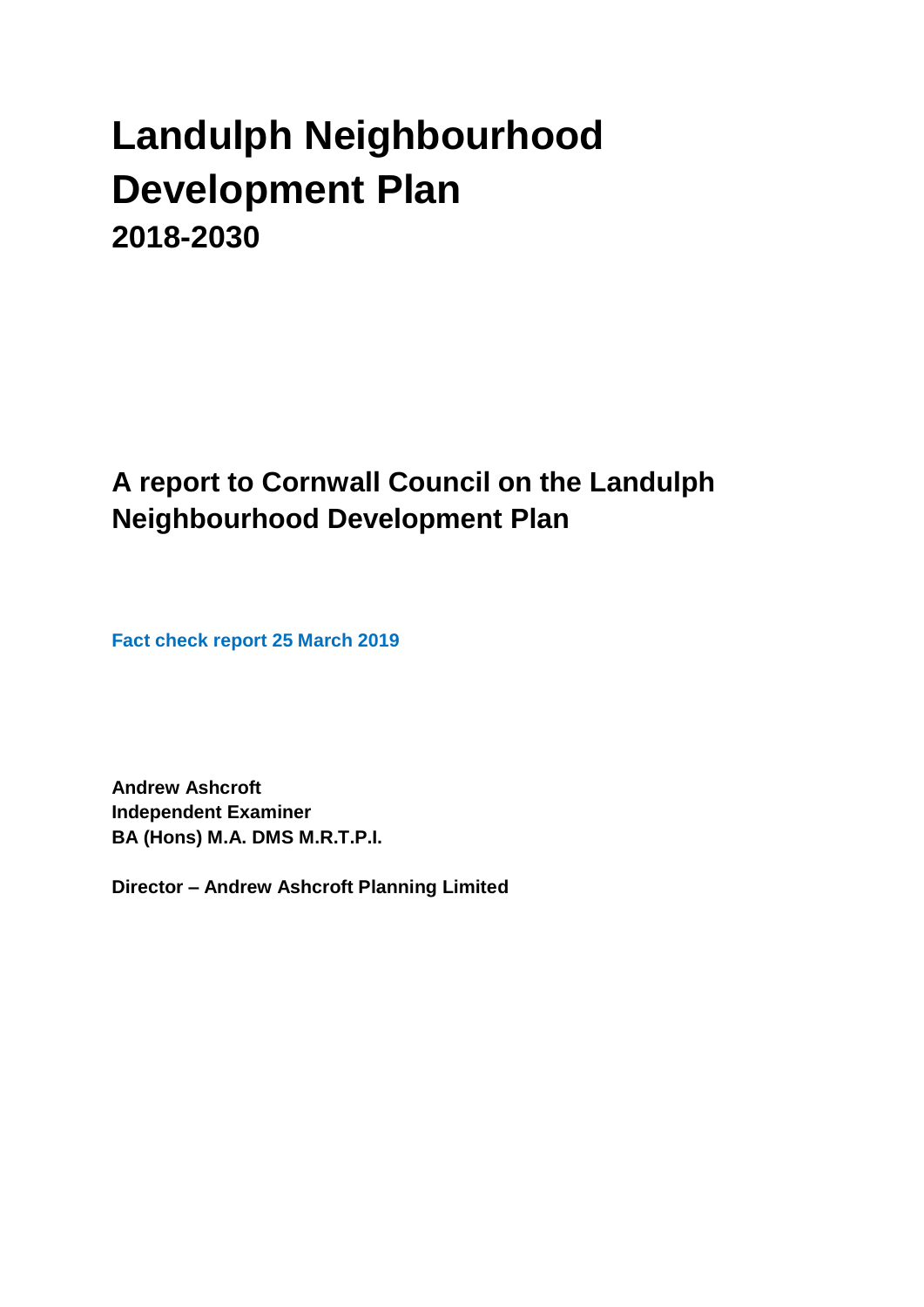# Landulph Neighbourhood Development Plan

## 2018-2030

## A report to Cornwall Council on the Landulph Neighbourhood Development Plan

**Fact check report 25 March 2019**

**Andrew Ashcroft**
**Independent Examiner**
**BA (Hons) M.A. DMS M.R.T.P.I.**

**Director – Andrew Ashcroft Planning Limited**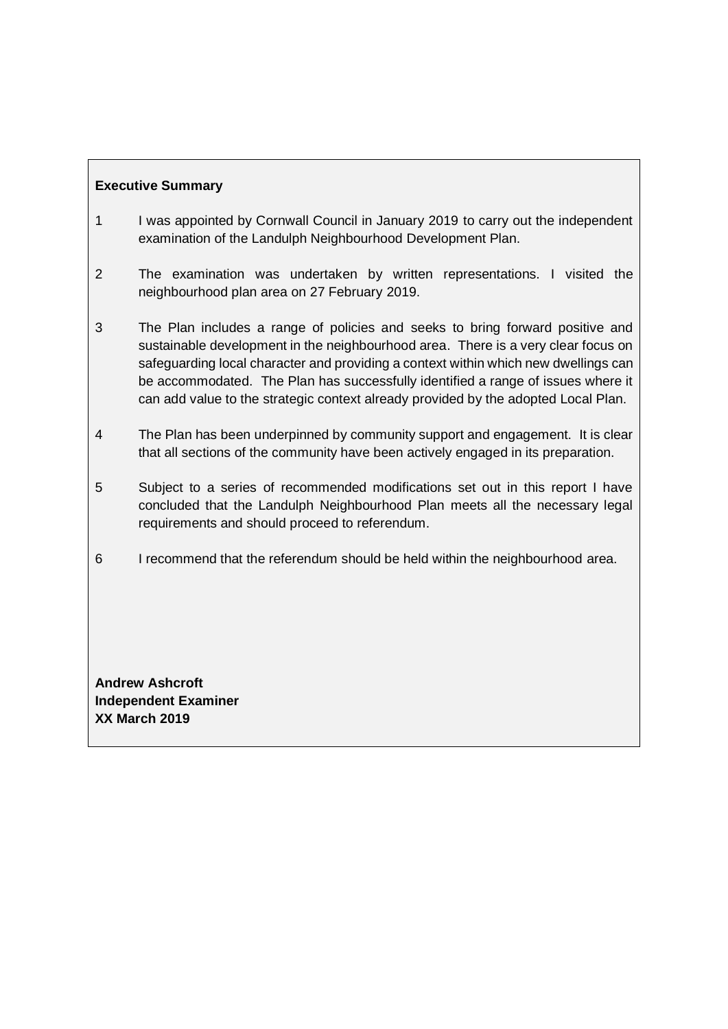**Executive Summary**

1 I was appointed by Cornwall Council in January 2019 to carry out the independent examination of the Landulph Neighbourhood Development Plan.

2 The examination was undertaken by written representations. I visited the neighbourhood plan area on 27 February 2019.

3 The Plan includes a range of policies and seeks to bring forward positive and sustainable development in the neighbourhood area. There is a very clear focus on safeguarding local character and providing a context within which new dwellings can be accommodated. The Plan has successfully identified a range of issues where it can add value to the strategic context already provided by the adopted Local Plan.

4 The Plan has been underpinned by community support and engagement. It is clear that all sections of the community have been actively engaged in its preparation.

5 Subject to a series of recommended modifications set out in this report I have concluded that the Landulph Neighbourhood Plan meets all the necessary legal requirements and should proceed to referendum.

6 I recommend that the referendum should be held within the neighbourhood area.

**Andrew Ashcroft**
**Independent Examiner**
**XX March 2019**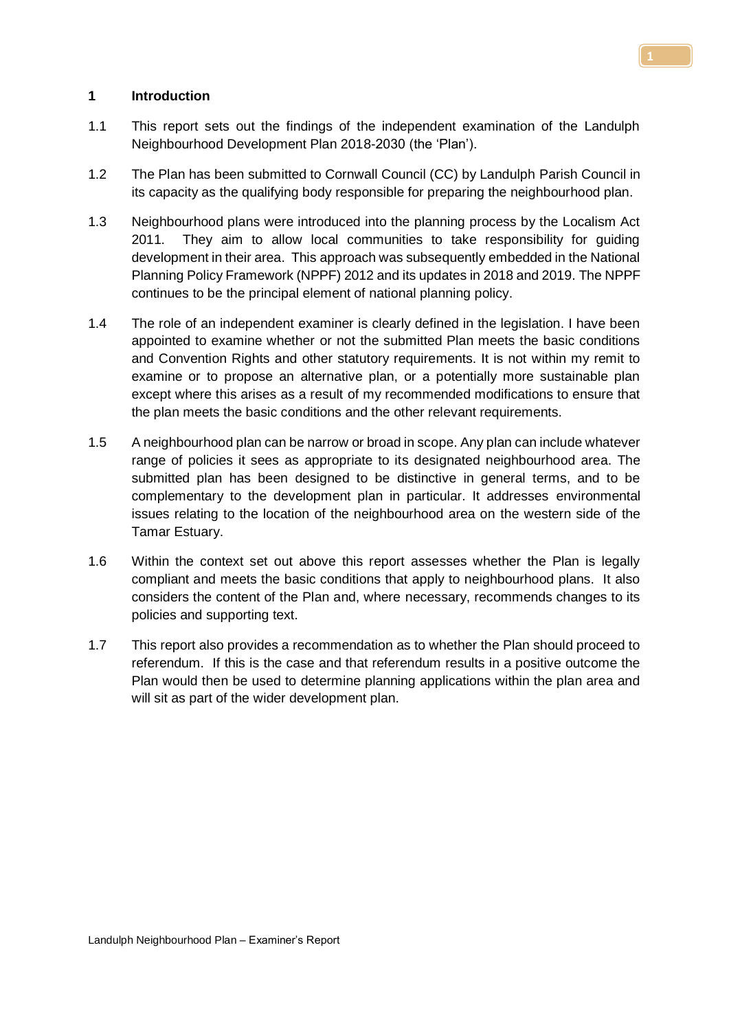## 1 Introduction

1.1 This report sets out the findings of the independent examination of the Landulph Neighbourhood Development Plan 2018-2030 (the 'Plan').

1.2 The Plan has been submitted to Cornwall Council (CC) by Landulph Parish Council in its capacity as the qualifying body responsible for preparing the neighbourhood plan.

1.3 Neighbourhood plans were introduced into the planning process by the Localism Act 2011. They aim to allow local communities to take responsibility for guiding development in their area. This approach was subsequently embedded in the National Planning Policy Framework (NPPF) 2012 and its updates in 2018 and 2019. The NPPF continues to be the principal element of national planning policy.

1.4 The role of an independent examiner is clearly defined in the legislation. I have been appointed to examine whether or not the submitted Plan meets the basic conditions and Convention Rights and other statutory requirements. It is not within my remit to examine or to propose an alternative plan, or a potentially more sustainable plan except where this arises as a result of my recommended modifications to ensure that the plan meets the basic conditions and the other relevant requirements.

1.5 A neighbourhood plan can be narrow or broad in scope. Any plan can include whatever range of policies it sees as appropriate to its designated neighbourhood area. The submitted plan has been designed to be distinctive in general terms, and to be complementary to the development plan in particular. It addresses environmental issues relating to the location of the neighbourhood area on the western side of the Tamar Estuary.

1.6 Within the context set out above this report assesses whether the Plan is legally compliant and meets the basic conditions that apply to neighbourhood plans. It also considers the content of the Plan and, where necessary, recommends changes to its policies and supporting text.

1.7 This report also provides a recommendation as to whether the Plan should proceed to referendum. If this is the case and that referendum results in a positive outcome the Plan would then be used to determine planning applications within the plan area and will sit as part of the wider development plan.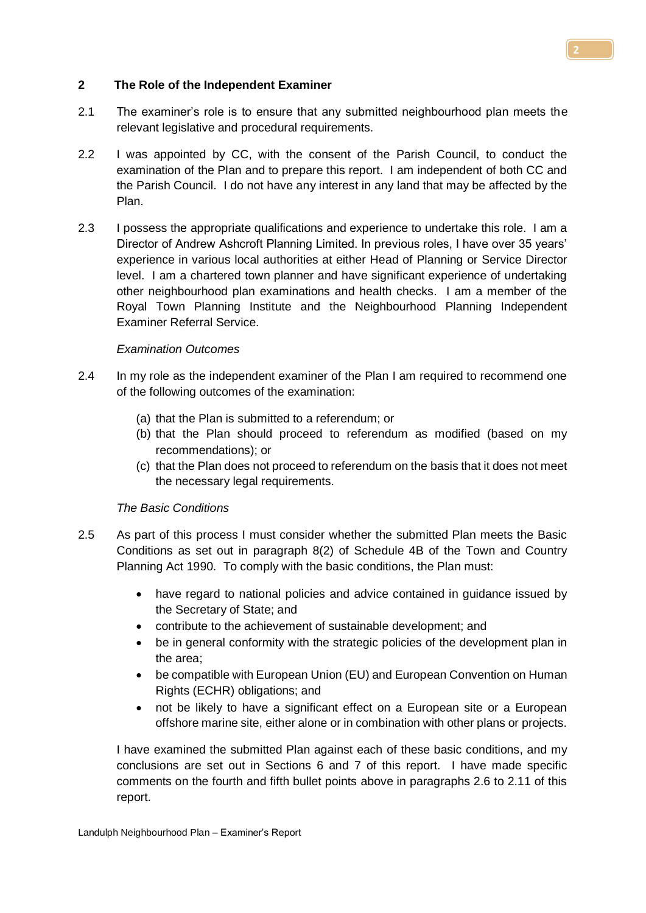## 2 The Role of the Independent Examiner

2.1 The examiner's role is to ensure that any submitted neighbourhood plan meets the relevant legislative and procedural requirements.

2.2 I was appointed by CC, with the consent of the Parish Council, to conduct the examination of the Plan and to prepare this report. I am independent of both CC and the Parish Council. I do not have any interest in any land that may be affected by the Plan.

2.3 I possess the appropriate qualifications and experience to undertake this role. I am a Director of Andrew Ashcroft Planning Limited. In previous roles, I have over 35 years' experience in various local authorities at either Head of Planning or Service Director level. I am a chartered town planner and have significant experience of undertaking other neighbourhood plan examinations and health checks. I am a member of the Royal Town Planning Institute and the Neighbourhood Planning Independent Examiner Referral Service.

*Examination Outcomes*

2.4 In my role as the independent examiner of the Plan I am required to recommend one of the following outcomes of the examination:

(a) that the Plan is submitted to a referendum; or
(b) that the Plan should proceed to referendum as modified (based on my recommendations); or
(c) that the Plan does not proceed to referendum on the basis that it does not meet the necessary legal requirements.

*The Basic Conditions*

2.5 As part of this process I must consider whether the submitted Plan meets the Basic Conditions as set out in paragraph 8(2) of Schedule 4B of the Town and Country Planning Act 1990. To comply with the basic conditions, the Plan must:

- have regard to national policies and advice contained in guidance issued by the Secretary of State; and
- contribute to the achievement of sustainable development; and
- be in general conformity with the strategic policies of the development plan in the area;
- be compatible with European Union (EU) and European Convention on Human Rights (ECHR) obligations; and
- not be likely to have a significant effect on a European site or a European offshore marine site, either alone or in combination with other plans or projects.

I have examined the submitted Plan against each of these basic conditions, and my conclusions are set out in Sections 6 and 7 of this report. I have made specific comments on the fourth and fifth bullet points above in paragraphs 2.6 to 2.11 of this report.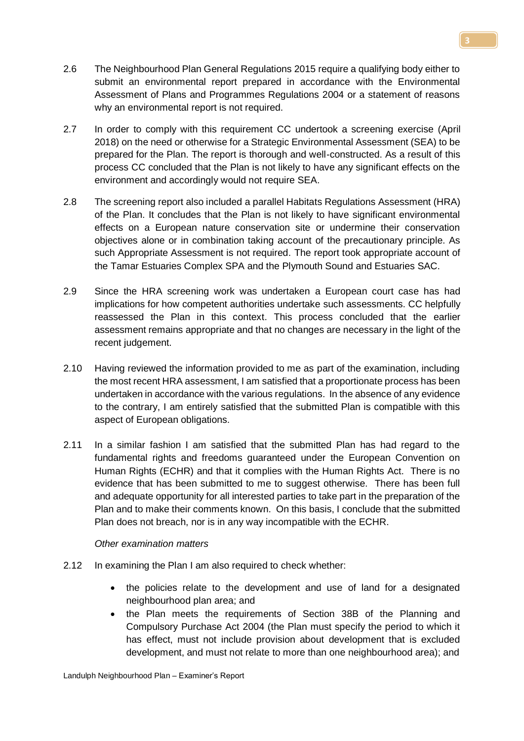2.6 The Neighbourhood Plan General Regulations 2015 require a qualifying body either to submit an environmental report prepared in accordance with the Environmental Assessment of Plans and Programmes Regulations 2004 or a statement of reasons why an environmental report is not required.

2.7 In order to comply with this requirement CC undertook a screening exercise (April 2018) on the need or otherwise for a Strategic Environmental Assessment (SEA) to be prepared for the Plan. The report is thorough and well-constructed. As a result of this process CC concluded that the Plan is not likely to have any significant effects on the environment and accordingly would not require SEA.

2.8 The screening report also included a parallel Habitats Regulations Assessment (HRA) of the Plan. It concludes that the Plan is not likely to have significant environmental effects on a European nature conservation site or undermine their conservation objectives alone or in combination taking account of the precautionary principle. As such Appropriate Assessment is not required. The report took appropriate account of the Tamar Estuaries Complex SPA and the Plymouth Sound and Estuaries SAC.

2.9 Since the HRA screening work was undertaken a European court case has had implications for how competent authorities undertake such assessments. CC helpfully reassessed the Plan in this context. This process concluded that the earlier assessment remains appropriate and that no changes are necessary in the light of the recent judgement.

2.10 Having reviewed the information provided to me as part of the examination, including the most recent HRA assessment, I am satisfied that a proportionate process has been undertaken in accordance with the various regulations. In the absence of any evidence to the contrary, I am entirely satisfied that the submitted Plan is compatible with this aspect of European obligations.

2.11 In a similar fashion I am satisfied that the submitted Plan has had regard to the fundamental rights and freedoms guaranteed under the European Convention on Human Rights (ECHR) and that it complies with the Human Rights Act. There is no evidence that has been submitted to me to suggest otherwise. There has been full and adequate opportunity for all interested parties to take part in the preparation of the Plan and to make their comments known. On this basis, I conclude that the submitted Plan does not breach, nor is in any way incompatible with the ECHR.

*Other examination matters*

2.12 In examining the Plan I am also required to check whether:

- the policies relate to the development and use of land for a designated neighbourhood plan area; and
- the Plan meets the requirements of Section 38B of the Planning and Compulsory Purchase Act 2004 (the Plan must specify the period to which it has effect, must not include provision about development that is excluded development, and must not relate to more than one neighbourhood area); and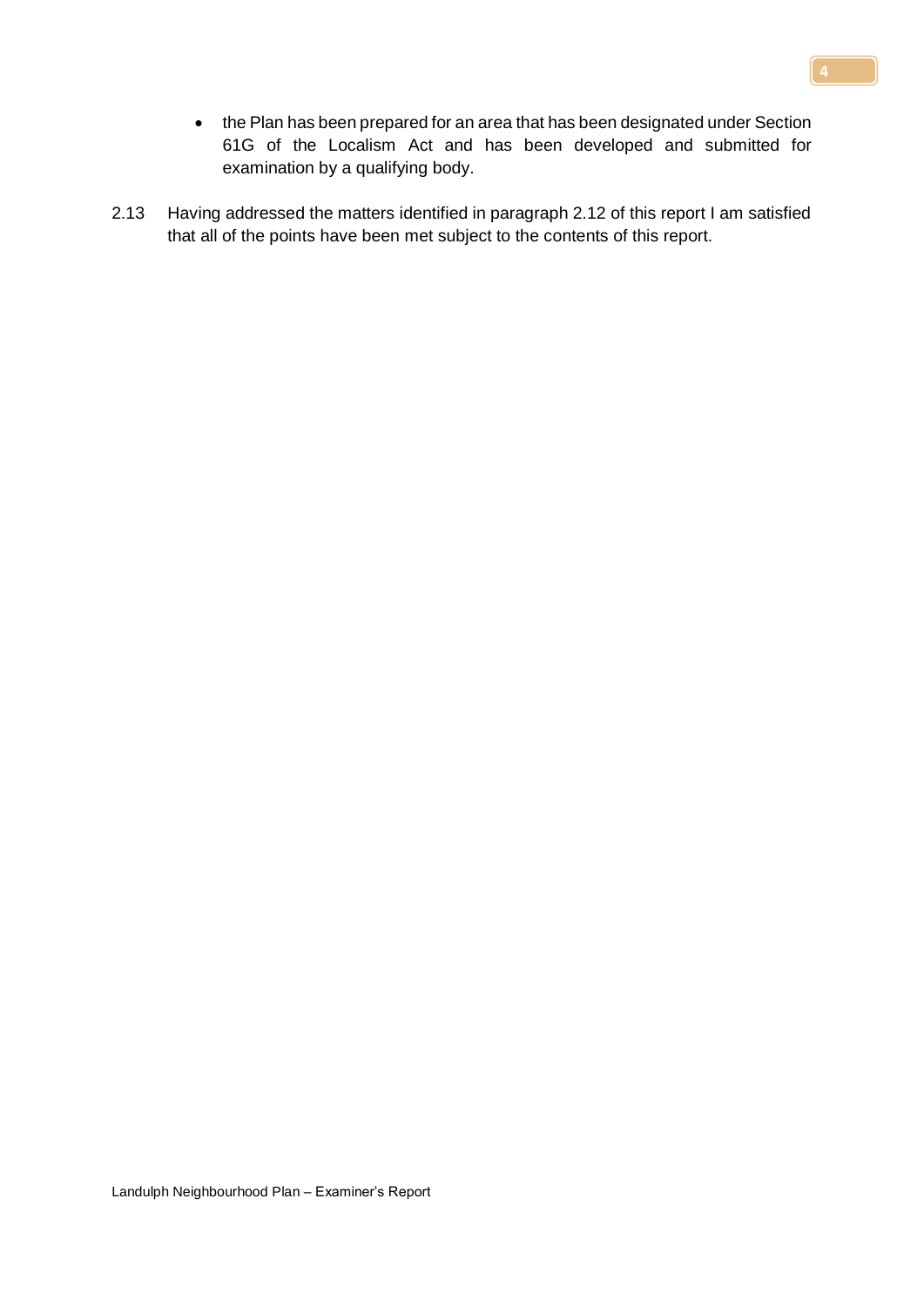- the Plan has been prepared for an area that has been designated under Section 61G of the Localism Act and has been developed and submitted for examination by a qualifying body.

2.13 Having addressed the matters identified in paragraph 2.12 of this report I am satisfied that all of the points have been met subject to the contents of this report.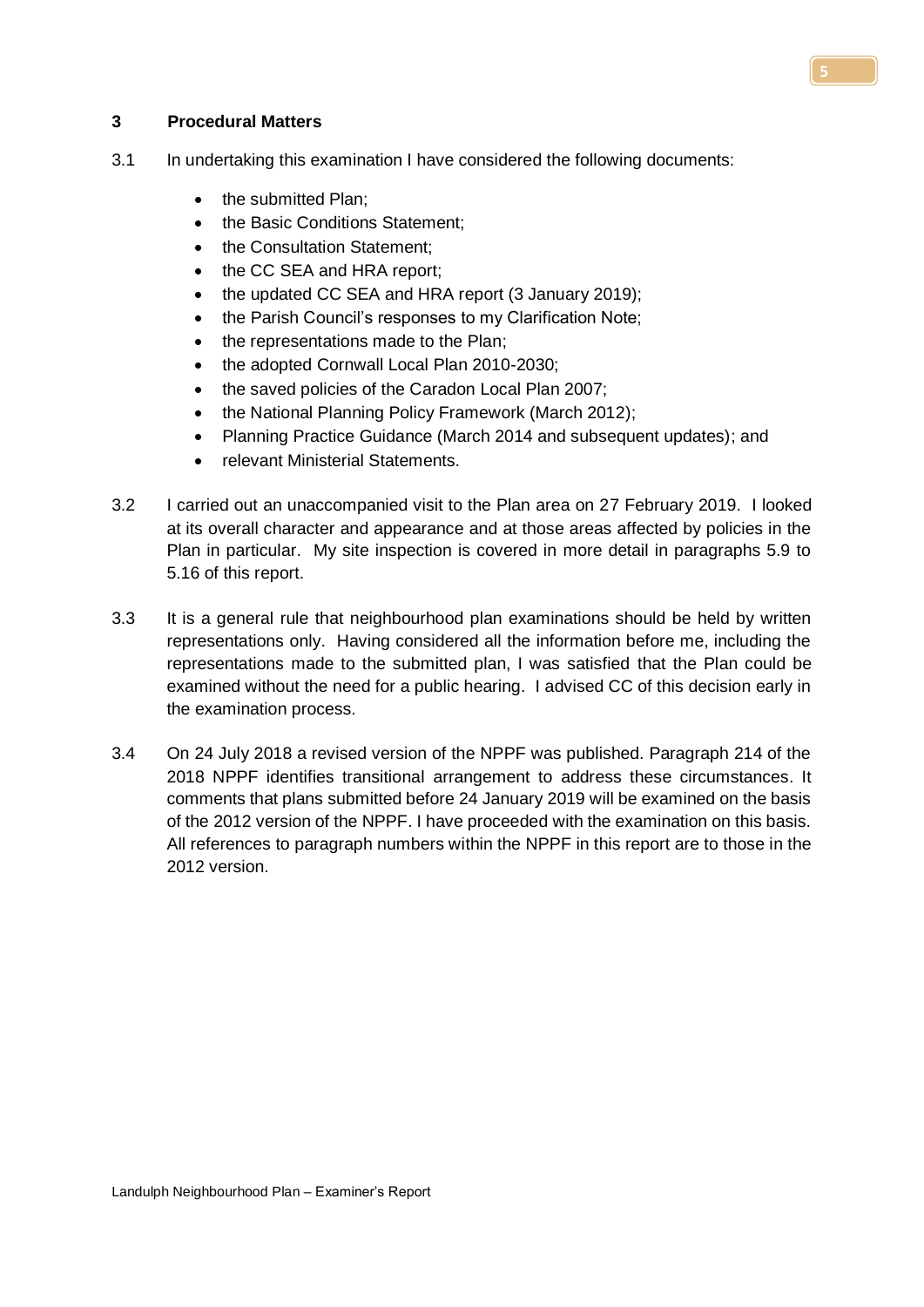## 3 Procedural Matters

3.1 In undertaking this examination I have considered the following documents:

- the submitted Plan;
- the Basic Conditions Statement;
- the Consultation Statement;
- the CC SEA and HRA report;
- the updated CC SEA and HRA report (3 January 2019);
- the Parish Council's responses to my Clarification Note;
- the representations made to the Plan;
- the adopted Cornwall Local Plan 2010-2030;
- the saved policies of the Caradon Local Plan 2007;
- the National Planning Policy Framework (March 2012);
- Planning Practice Guidance (March 2014 and subsequent updates); and
- relevant Ministerial Statements.

3.2 I carried out an unaccompanied visit to the Plan area on 27 February 2019. I looked at its overall character and appearance and at those areas affected by policies in the Plan in particular. My site inspection is covered in more detail in paragraphs 5.9 to 5.16 of this report.

3.3 It is a general rule that neighbourhood plan examinations should be held by written representations only. Having considered all the information before me, including the representations made to the submitted plan, I was satisfied that the Plan could be examined without the need for a public hearing. I advised CC of this decision early in the examination process.

3.4 On 24 July 2018 a revised version of the NPPF was published. Paragraph 214 of the 2018 NPPF identifies transitional arrangement to address these circumstances. It comments that plans submitted before 24 January 2019 will be examined on the basis of the 2012 version of the NPPF. I have proceeded with the examination on this basis. All references to paragraph numbers within the NPPF in this report are to those in the 2012 version.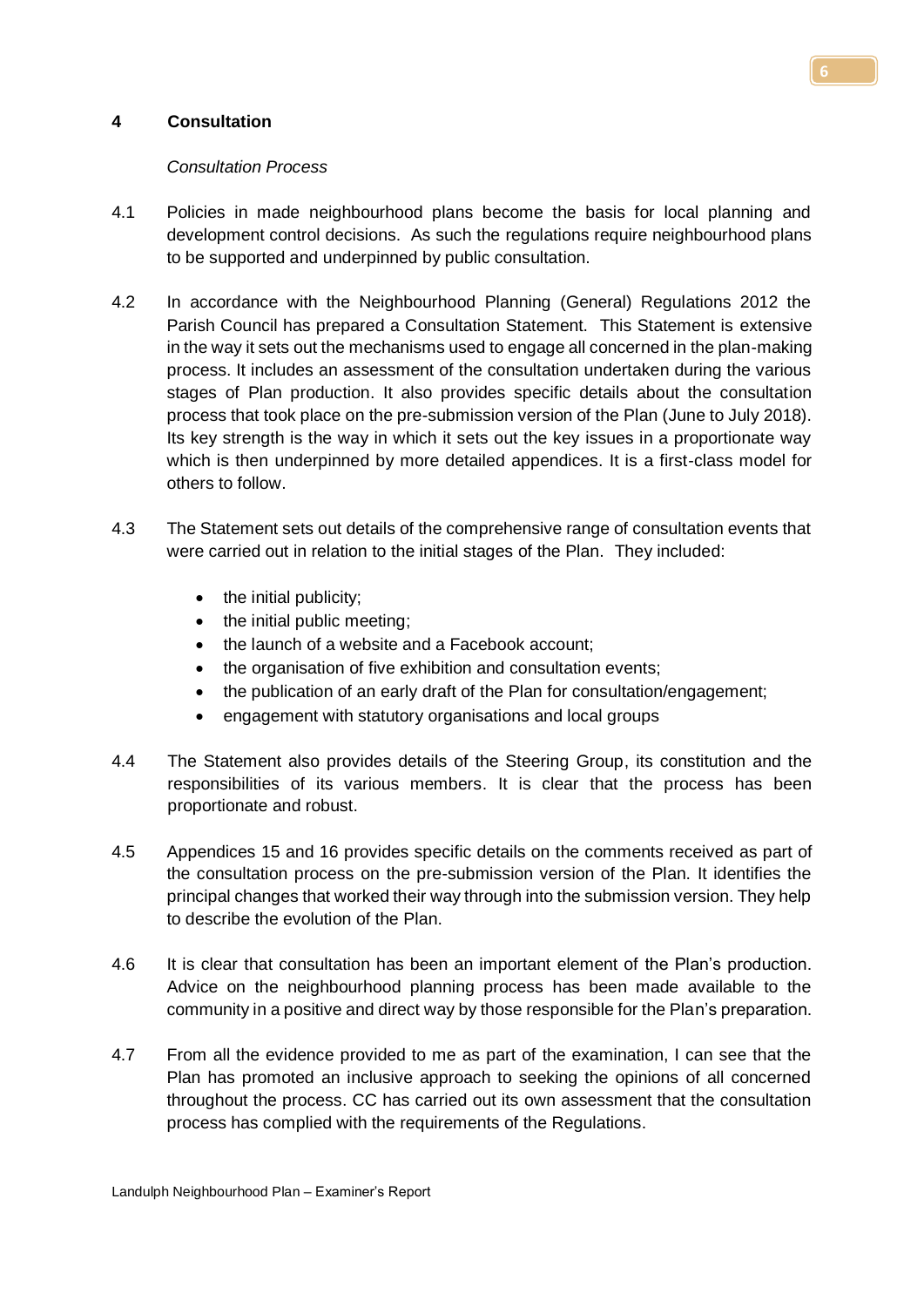## 4 Consultation

*Consultation Process*

4.1 Policies in made neighbourhood plans become the basis for local planning and development control decisions. As such the regulations require neighbourhood plans to be supported and underpinned by public consultation.

4.2 In accordance with the Neighbourhood Planning (General) Regulations 2012 the Parish Council has prepared a Consultation Statement. This Statement is extensive in the way it sets out the mechanisms used to engage all concerned in the plan-making process. It includes an assessment of the consultation undertaken during the various stages of Plan production. It also provides specific details about the consultation process that took place on the pre-submission version of the Plan (June to July 2018). Its key strength is the way in which it sets out the key issues in a proportionate way which is then underpinned by more detailed appendices. It is a first-class model for others to follow.

4.3 The Statement sets out details of the comprehensive range of consultation events that were carried out in relation to the initial stages of the Plan. They included:

- the initial publicity;
- the initial public meeting;
- the launch of a website and a Facebook account;
- the organisation of five exhibition and consultation events;
- the publication of an early draft of the Plan for consultation/engagement;
- engagement with statutory organisations and local groups

4.4 The Statement also provides details of the Steering Group, its constitution and the responsibilities of its various members. It is clear that the process has been proportionate and robust.

4.5 Appendices 15 and 16 provides specific details on the comments received as part of the consultation process on the pre-submission version of the Plan. It identifies the principal changes that worked their way through into the submission version. They help to describe the evolution of the Plan.

4.6 It is clear that consultation has been an important element of the Plan's production. Advice on the neighbourhood planning process has been made available to the community in a positive and direct way by those responsible for the Plan's preparation.

4.7 From all the evidence provided to me as part of the examination, I can see that the Plan has promoted an inclusive approach to seeking the opinions of all concerned throughout the process. CC has carried out its own assessment that the consultation process has complied with the requirements of the Regulations.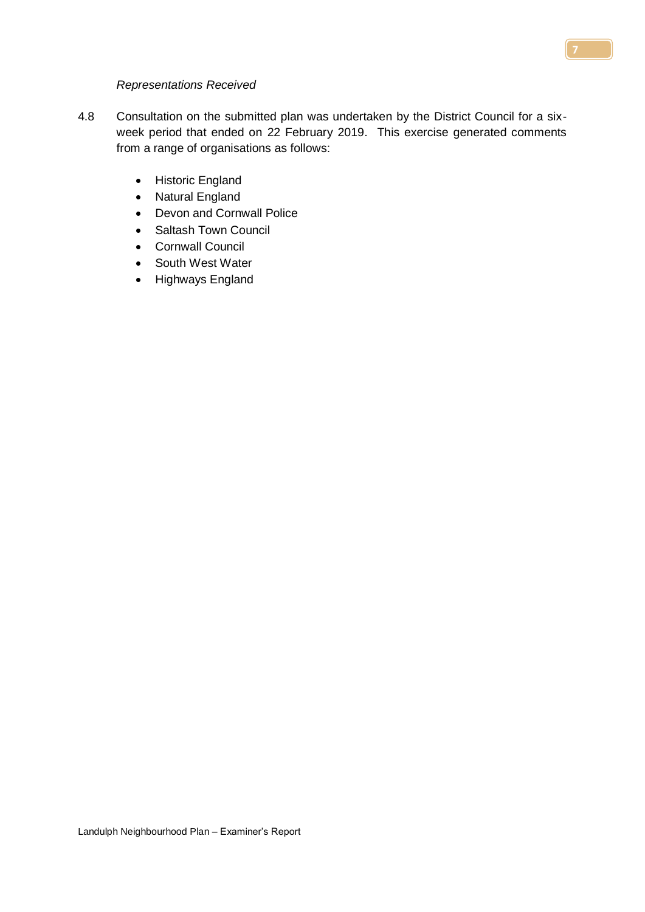*Representations Received*

4.8 Consultation on the submitted plan was undertaken by the District Council for a six-week period that ended on 22 February 2019. This exercise generated comments from a range of organisations as follows:

- Historic England
- Natural England
- Devon and Cornwall Police
- Saltash Town Council
- Cornwall Council
- South West Water
- Highways England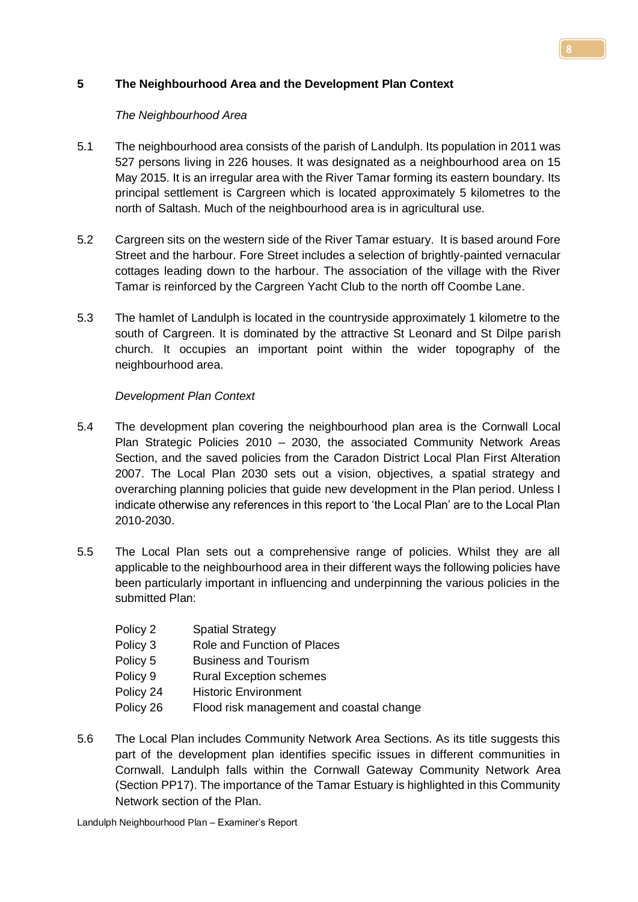## 5 The Neighbourhood Area and the Development Plan Context

*The Neighbourhood Area*

5.1 The neighbourhood area consists of the parish of Landulph. Its population in 2011 was 527 persons living in 226 houses. It was designated as a neighbourhood area on 15 May 2015. It is an irregular area with the River Tamar forming its eastern boundary. Its principal settlement is Cargreen which is located approximately 5 kilometres to the north of Saltash. Much of the neighbourhood area is in agricultural use.

5.2 Cargreen sits on the western side of the River Tamar estuary. It is based around Fore Street and the harbour. Fore Street includes a selection of brightly-painted vernacular cottages leading down to the harbour. The association of the village with the River Tamar is reinforced by the Cargreen Yacht Club to the north off Coombe Lane.

5.3 The hamlet of Landulph is located in the countryside approximately 1 kilometre to the south of Cargreen. It is dominated by the attractive St Leonard and St Dilpe parish church. It occupies an important point within the wider topography of the neighbourhood area.

*Development Plan Context*

5.4 The development plan covering the neighbourhood plan area is the Cornwall Local Plan Strategic Policies 2010 – 2030, the associated Community Network Areas Section, and the saved policies from the Caradon District Local Plan First Alteration 2007. The Local Plan 2030 sets out a vision, objectives, a spatial strategy and overarching planning policies that guide new development in the Plan period. Unless I indicate otherwise any references in this report to 'the Local Plan' are to the Local Plan 2010-2030.

5.5 The Local Plan sets out a comprehensive range of policies. Whilst they are all applicable to the neighbourhood area in their different ways the following policies have been particularly important in influencing and underpinning the various policies in the submitted Plan:

| | |
|---|---|
| Policy 2 | Spatial Strategy |
| Policy 3 | Role and Function of Places |
| Policy 5 | Business and Tourism |
| Policy 9 | Rural Exception schemes |
| Policy 24 | Historic Environment |
| Policy 26 | Flood risk management and coastal change |

5.6 The Local Plan includes Community Network Area Sections. As its title suggests this part of the development plan identifies specific issues in different communities in Cornwall. Landulph falls within the Cornwall Gateway Community Network Area (Section PP17). The importance of the Tamar Estuary is highlighted in this Community Network section of the Plan.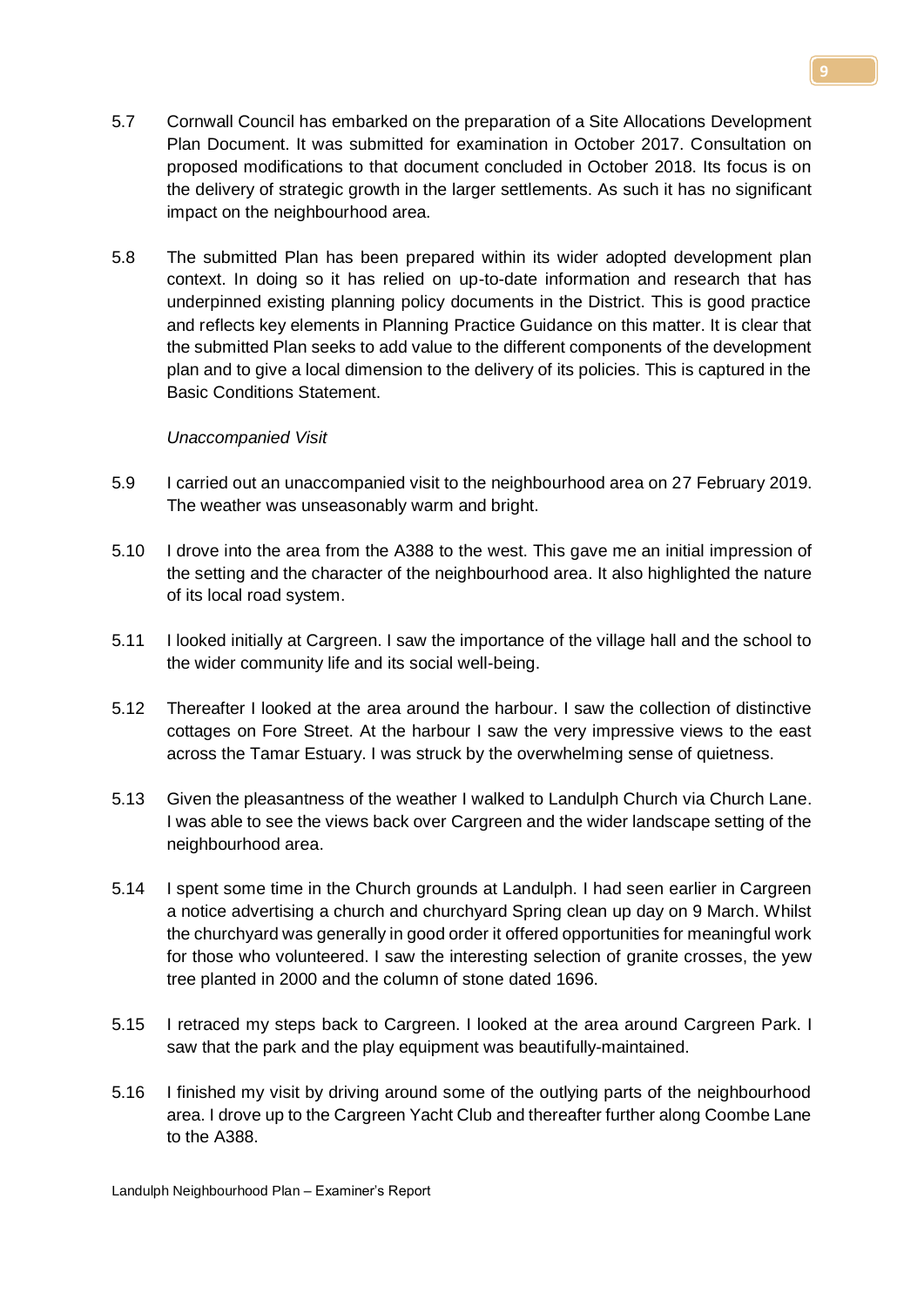5.7 Cornwall Council has embarked on the preparation of a Site Allocations Development Plan Document. It was submitted for examination in October 2017. Consultation on proposed modifications to that document concluded in October 2018. Its focus is on the delivery of strategic growth in the larger settlements. As such it has no significant impact on the neighbourhood area.

5.8 The submitted Plan has been prepared within its wider adopted development plan context. In doing so it has relied on up-to-date information and research that has underpinned existing planning policy documents in the District. This is good practice and reflects key elements in Planning Practice Guidance on this matter. It is clear that the submitted Plan seeks to add value to the different components of the development plan and to give a local dimension to the delivery of its policies. This is captured in the Basic Conditions Statement.

*Unaccompanied Visit*

5.9 I carried out an unaccompanied visit to the neighbourhood area on 27 February 2019. The weather was unseasonably warm and bright.

5.10 I drove into the area from the A388 to the west. This gave me an initial impression of the setting and the character of the neighbourhood area. It also highlighted the nature of its local road system.

5.11 I looked initially at Cargreen. I saw the importance of the village hall and the school to the wider community life and its social well-being.

5.12 Thereafter I looked at the area around the harbour. I saw the collection of distinctive cottages on Fore Street. At the harbour I saw the very impressive views to the east across the Tamar Estuary. I was struck by the overwhelming sense of quietness.

5.13 Given the pleasantness of the weather I walked to Landulph Church via Church Lane. I was able to see the views back over Cargreen and the wider landscape setting of the neighbourhood area.

5.14 I spent some time in the Church grounds at Landulph. I had seen earlier in Cargreen a notice advertising a church and churchyard Spring clean up day on 9 March. Whilst the churchyard was generally in good order it offered opportunities for meaningful work for those who volunteered. I saw the interesting selection of granite crosses, the yew tree planted in 2000 and the column of stone dated 1696.

5.15 I retraced my steps back to Cargreen. I looked at the area around Cargreen Park. I saw that the park and the play equipment was beautifully-maintained.

5.16 I finished my visit by driving around some of the outlying parts of the neighbourhood area. I drove up to the Cargreen Yacht Club and thereafter further along Coombe Lane to the A388.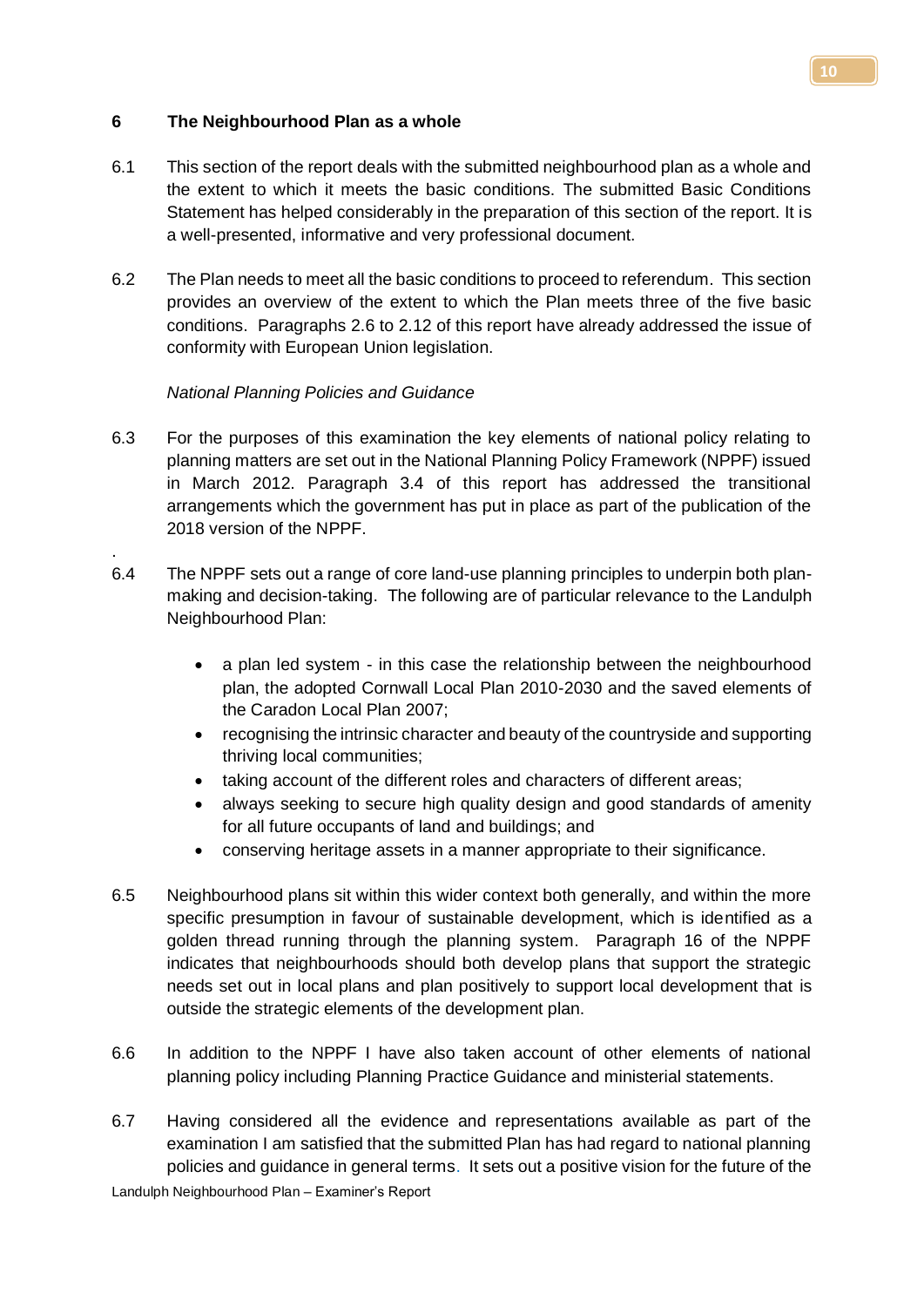## 6 The Neighbourhood Plan as a whole

6.1 This section of the report deals with the submitted neighbourhood plan as a whole and the extent to which it meets the basic conditions. The submitted Basic Conditions Statement has helped considerably in the preparation of this section of the report. It is a well-presented, informative and very professional document.

6.2 The Plan needs to meet all the basic conditions to proceed to referendum. This section provides an overview of the extent to which the Plan meets three of the five basic conditions. Paragraphs 2.6 to 2.12 of this report have already addressed the issue of conformity with European Union legislation.

*National Planning Policies and Guidance*

6.3 For the purposes of this examination the key elements of national policy relating to planning matters are set out in the National Planning Policy Framework (NPPF) issued in March 2012. Paragraph 3.4 of this report has addressed the transitional arrangements which the government has put in place as part of the publication of the 2018 version of the NPPF.

6.4 The NPPF sets out a range of core land-use planning principles to underpin both plan-making and decision-taking. The following are of particular relevance to the Landulph Neighbourhood Plan:

- a plan led system - in this case the relationship between the neighbourhood plan, the adopted Cornwall Local Plan 2010-2030 and the saved elements of the Caradon Local Plan 2007;
- recognising the intrinsic character and beauty of the countryside and supporting thriving local communities;
- taking account of the different roles and characters of different areas;
- always seeking to secure high quality design and good standards of amenity for all future occupants of land and buildings; and
- conserving heritage assets in a manner appropriate to their significance.

6.5 Neighbourhood plans sit within this wider context both generally, and within the more specific presumption in favour of sustainable development, which is identified as a golden thread running through the planning system. Paragraph 16 of the NPPF indicates that neighbourhoods should both develop plans that support the strategic needs set out in local plans and plan positively to support local development that is outside the strategic elements of the development plan.

6.6 In addition to the NPPF I have also taken account of other elements of national planning policy including Planning Practice Guidance and ministerial statements.

6.7 Having considered all the evidence and representations available as part of the examination I am satisfied that the submitted Plan has had regard to national planning policies and guidance in general terms. It sets out a positive vision for the future of the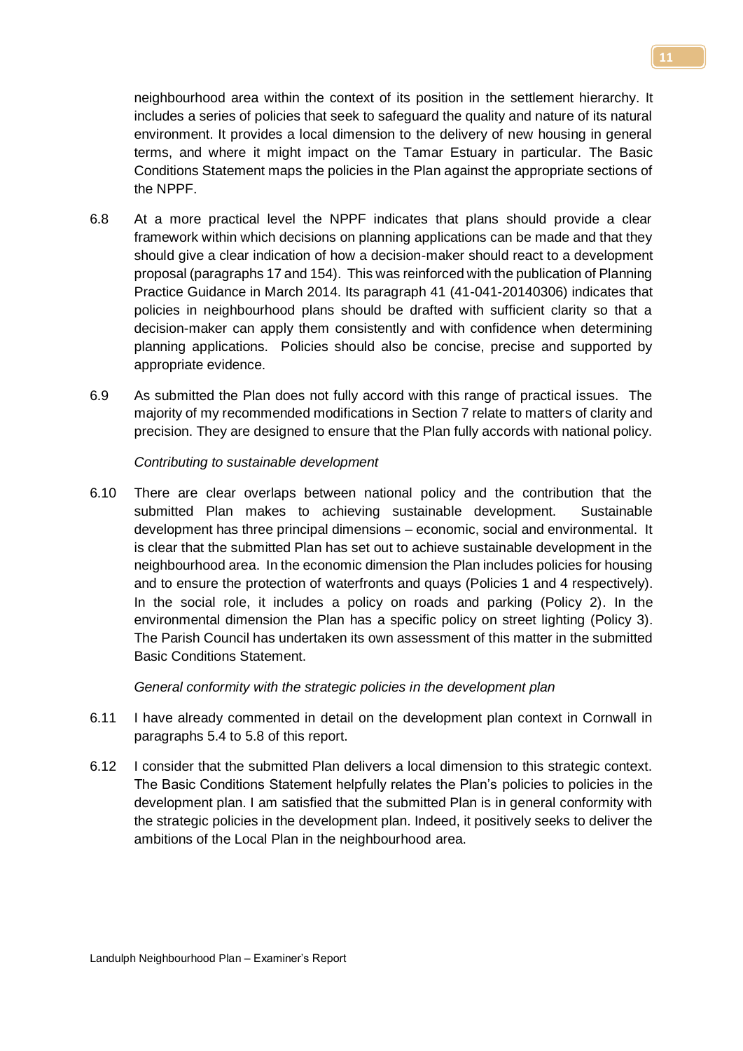neighbourhood area within the context of its position in the settlement hierarchy. It includes a series of policies that seek to safeguard the quality and nature of its natural environment. It provides a local dimension to the delivery of new housing in general terms, and where it might impact on the Tamar Estuary in particular. The Basic Conditions Statement maps the policies in the Plan against the appropriate sections of the NPPF.

6.8 At a more practical level the NPPF indicates that plans should provide a clear framework within which decisions on planning applications can be made and that they should give a clear indication of how a decision-maker should react to a development proposal (paragraphs 17 and 154). This was reinforced with the publication of Planning Practice Guidance in March 2014. Its paragraph 41 (41-041-20140306) indicates that policies in neighbourhood plans should be drafted with sufficient clarity so that a decision-maker can apply them consistently and with confidence when determining planning applications. Policies should also be concise, precise and supported by appropriate evidence.

6.9 As submitted the Plan does not fully accord with this range of practical issues. The majority of my recommended modifications in Section 7 relate to matters of clarity and precision. They are designed to ensure that the Plan fully accords with national policy.

*Contributing to sustainable development*

6.10 There are clear overlaps between national policy and the contribution that the submitted Plan makes to achieving sustainable development. Sustainable development has three principal dimensions – economic, social and environmental. It is clear that the submitted Plan has set out to achieve sustainable development in the neighbourhood area. In the economic dimension the Plan includes policies for housing and to ensure the protection of waterfronts and quays (Policies 1 and 4 respectively). In the social role, it includes a policy on roads and parking (Policy 2). In the environmental dimension the Plan has a specific policy on street lighting (Policy 3). The Parish Council has undertaken its own assessment of this matter in the submitted Basic Conditions Statement.

*General conformity with the strategic policies in the development plan*

6.11 I have already commented in detail on the development plan context in Cornwall in paragraphs 5.4 to 5.8 of this report.

6.12 I consider that the submitted Plan delivers a local dimension to this strategic context. The Basic Conditions Statement helpfully relates the Plan's policies to policies in the development plan. I am satisfied that the submitted Plan is in general conformity with the strategic policies in the development plan. Indeed, it positively seeks to deliver the ambitions of the Local Plan in the neighbourhood area.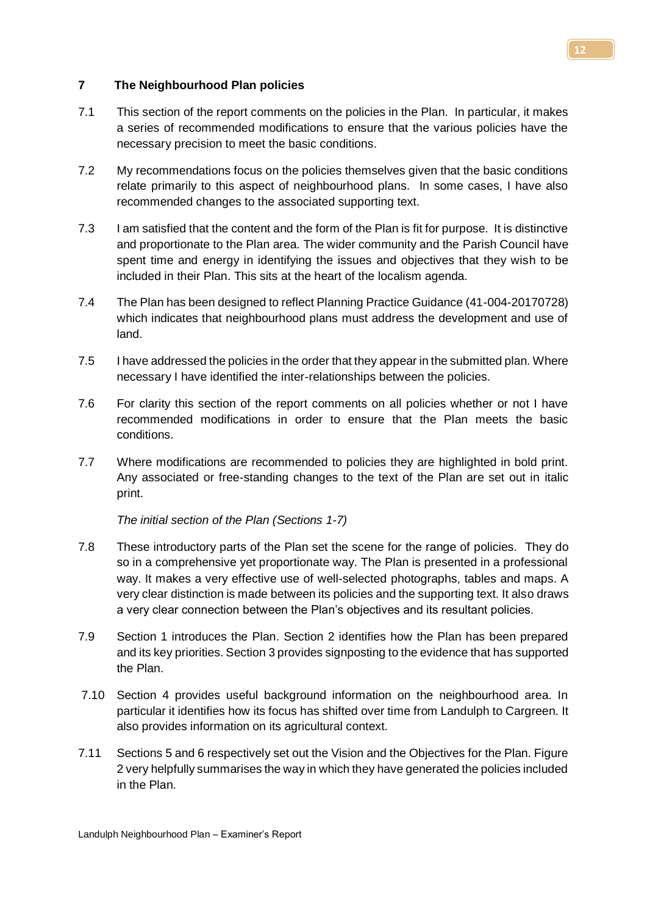## 7 The Neighbourhood Plan policies

7.1 This section of the report comments on the policies in the Plan. In particular, it makes a series of recommended modifications to ensure that the various policies have the necessary precision to meet the basic conditions.

7.2 My recommendations focus on the policies themselves given that the basic conditions relate primarily to this aspect of neighbourhood plans. In some cases, I have also recommended changes to the associated supporting text.

7.3 I am satisfied that the content and the form of the Plan is fit for purpose. It is distinctive and proportionate to the Plan area. The wider community and the Parish Council have spent time and energy in identifying the issues and objectives that they wish to be included in their Plan. This sits at the heart of the localism agenda.

7.4 The Plan has been designed to reflect Planning Practice Guidance (41-004-20170728) which indicates that neighbourhood plans must address the development and use of land.

7.5 I have addressed the policies in the order that they appear in the submitted plan. Where necessary I have identified the inter-relationships between the policies.

7.6 For clarity this section of the report comments on all policies whether or not I have recommended modifications in order to ensure that the Plan meets the basic conditions.

7.7 Where modifications are recommended to policies they are highlighted in bold print. Any associated or free-standing changes to the text of the Plan are set out in italic print.

*The initial section of the Plan (Sections 1-7)*

7.8 These introductory parts of the Plan set the scene for the range of policies. They do so in a comprehensive yet proportionate way. The Plan is presented in a professional way. It makes a very effective use of well-selected photographs, tables and maps. A very clear distinction is made between its policies and the supporting text. It also draws a very clear connection between the Plan's objectives and its resultant policies.

7.9 Section 1 introduces the Plan. Section 2 identifies how the Plan has been prepared and its key priorities. Section 3 provides signposting to the evidence that has supported the Plan.

7.10 Section 4 provides useful background information on the neighbourhood area. In particular it identifies how its focus has shifted over time from Landulph to Cargreen. It also provides information on its agricultural context.

7.11 Sections 5 and 6 respectively set out the Vision and the Objectives for the Plan. Figure 2 very helpfully summarises the way in which they have generated the policies included in the Plan.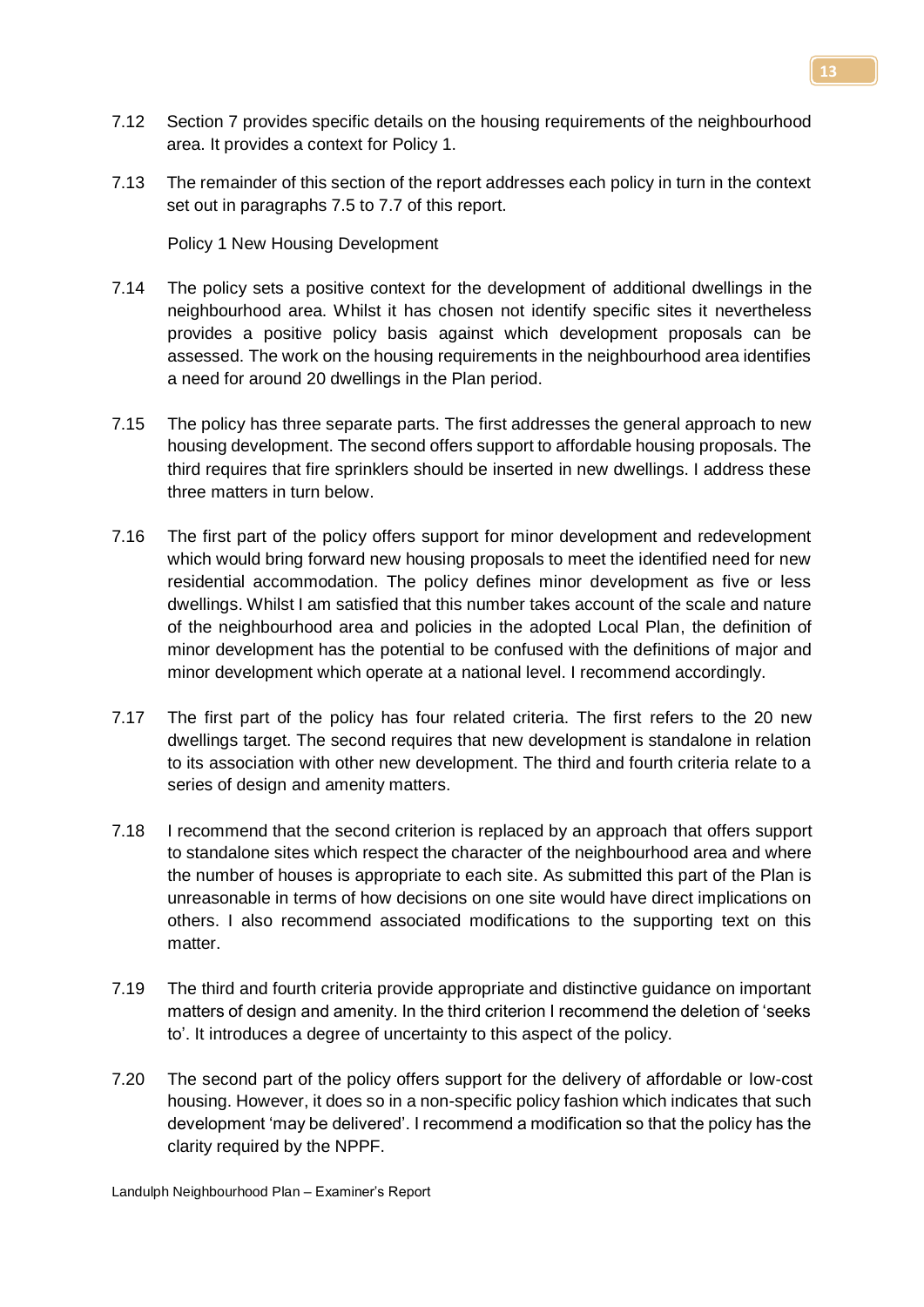7.12 Section 7 provides specific details on the housing requirements of the neighbourhood area. It provides a context for Policy 1.

7.13 The remainder of this section of the report addresses each policy in turn in the context set out in paragraphs 7.5 to 7.7 of this report.

Policy 1 New Housing Development

7.14 The policy sets a positive context for the development of additional dwellings in the neighbourhood area. Whilst it has chosen not identify specific sites it nevertheless provides a positive policy basis against which development proposals can be assessed. The work on the housing requirements in the neighbourhood area identifies a need for around 20 dwellings in the Plan period.

7.15 The policy has three separate parts. The first addresses the general approach to new housing development. The second offers support to affordable housing proposals. The third requires that fire sprinklers should be inserted in new dwellings. I address these three matters in turn below.

7.16 The first part of the policy offers support for minor development and redevelopment which would bring forward new housing proposals to meet the identified need for new residential accommodation. The policy defines minor development as five or less dwellings. Whilst I am satisfied that this number takes account of the scale and nature of the neighbourhood area and policies in the adopted Local Plan, the definition of minor development has the potential to be confused with the definitions of major and minor development which operate at a national level. I recommend accordingly.

7.17 The first part of the policy has four related criteria. The first refers to the 20 new dwellings target. The second requires that new development is standalone in relation to its association with other new development. The third and fourth criteria relate to a series of design and amenity matters.

7.18 I recommend that the second criterion is replaced by an approach that offers support to standalone sites which respect the character of the neighbourhood area and where the number of houses is appropriate to each site. As submitted this part of the Plan is unreasonable in terms of how decisions on one site would have direct implications on others. I also recommend associated modifications to the supporting text on this matter.

7.19 The third and fourth criteria provide appropriate and distinctive guidance on important matters of design and amenity. In the third criterion I recommend the deletion of 'seeks to'. It introduces a degree of uncertainty to this aspect of the policy.

7.20 The second part of the policy offers support for the delivery of affordable or low-cost housing. However, it does so in a non-specific policy fashion which indicates that such development 'may be delivered'. I recommend a modification so that the policy has the clarity required by the NPPF.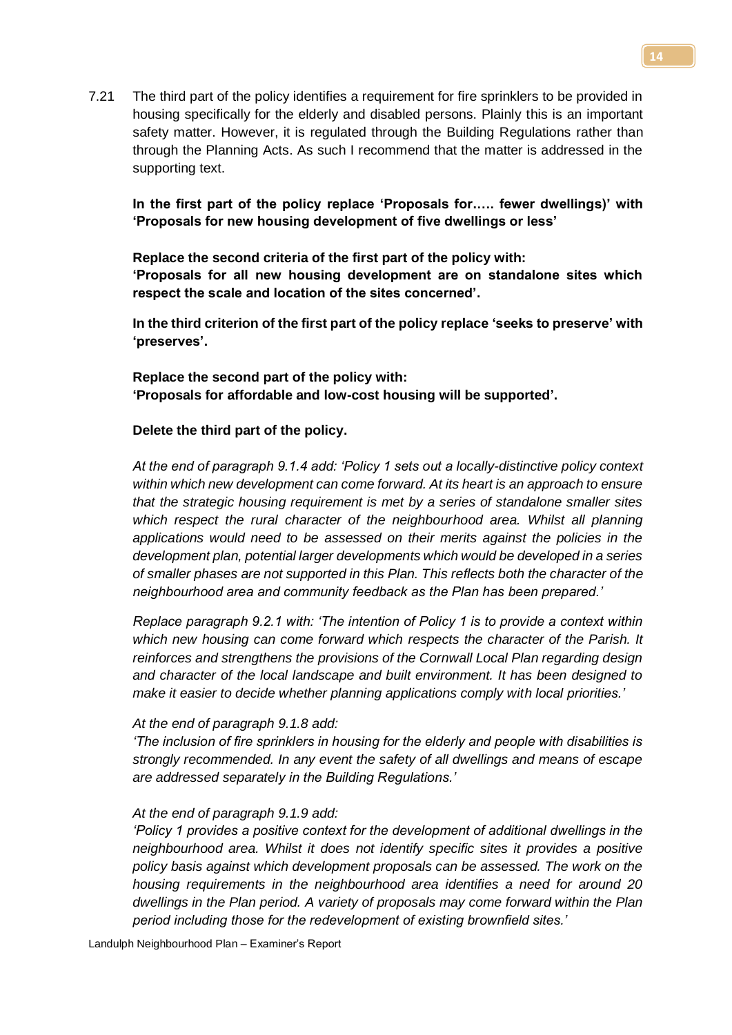7.21 The third part of the policy identifies a requirement for fire sprinklers to be provided in housing specifically for the elderly and disabled persons. Plainly this is an important safety matter. However, it is regulated through the Building Regulations rather than through the Planning Acts. As such I recommend that the matter is addressed in the supporting text.

**In the first part of the policy replace 'Proposals for….. fewer dwellings)' with 'Proposals for new housing development of five dwellings or less'**

**Replace the second criteria of the first part of the policy with:**
**'Proposals for all new housing development are on standalone sites which respect the scale and location of the sites concerned'.**

**In the third criterion of the first part of the policy replace 'seeks to preserve' with 'preserves'.**

**Replace the second part of the policy with:**
**'Proposals for affordable and low-cost housing will be supported'.**

**Delete the third part of the policy.**

*At the end of paragraph 9.1.4 add: 'Policy 1 sets out a locally-distinctive policy context within which new development can come forward. At its heart is an approach to ensure that the strategic housing requirement is met by a series of standalone smaller sites which respect the rural character of the neighbourhood area. Whilst all planning applications would need to be assessed on their merits against the policies in the development plan, potential larger developments which would be developed in a series of smaller phases are not supported in this Plan. This reflects both the character of the neighbourhood area and community feedback as the Plan has been prepared.'*

*Replace paragraph 9.2.1 with: 'The intention of Policy 1 is to provide a context within which new housing can come forward which respects the character of the Parish. It reinforces and strengthens the provisions of the Cornwall Local Plan regarding design and character of the local landscape and built environment. It has been designed to make it easier to decide whether planning applications comply with local priorities.'*

*At the end of paragraph 9.1.8 add:*
*'The inclusion of fire sprinklers in housing for the elderly and people with disabilities is strongly recommended. In any event the safety of all dwellings and means of escape are addressed separately in the Building Regulations.'*

*At the end of paragraph 9.1.9 add:*
*'Policy 1 provides a positive context for the development of additional dwellings in the neighbourhood area. Whilst it does not identify specific sites it provides a positive policy basis against which development proposals can be assessed. The work on the housing requirements in the neighbourhood area identifies a need for around 20 dwellings in the Plan period. A variety of proposals may come forward within the Plan period including those for the redevelopment of existing brownfield sites.'*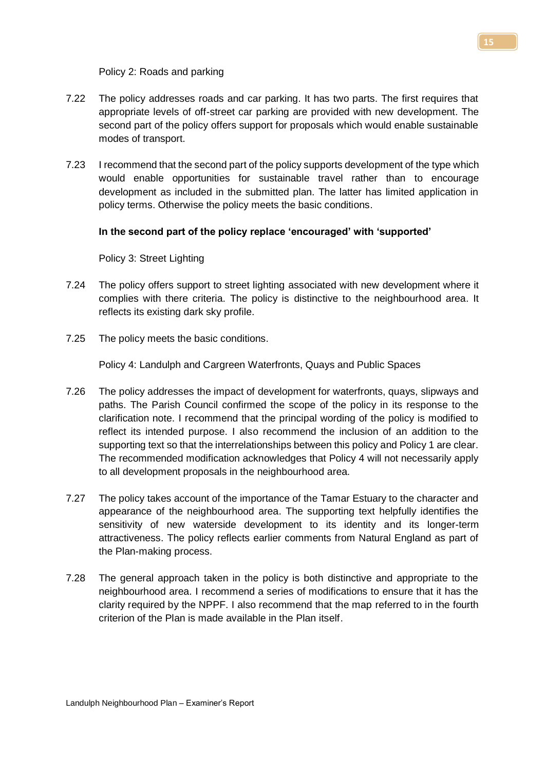Policy 2: Roads and parking

7.22 The policy addresses roads and car parking. It has two parts. The first requires that appropriate levels of off-street car parking are provided with new development. The second part of the policy offers support for proposals which would enable sustainable modes of transport.

7.23 I recommend that the second part of the policy supports development of the type which would enable opportunities for sustainable travel rather than to encourage development as included in the submitted plan. The latter has limited application in policy terms. Otherwise the policy meets the basic conditions.

**In the second part of the policy replace 'encouraged' with 'supported'**

Policy 3: Street Lighting

7.24 The policy offers support to street lighting associated with new development where it complies with there criteria. The policy is distinctive to the neighbourhood area. It reflects its existing dark sky profile.

7.25 The policy meets the basic conditions.

Policy 4: Landulph and Cargreen Waterfronts, Quays and Public Spaces

7.26 The policy addresses the impact of development for waterfronts, quays, slipways and paths. The Parish Council confirmed the scope of the policy in its response to the clarification note. I recommend that the principal wording of the policy is modified to reflect its intended purpose. I also recommend the inclusion of an addition to the supporting text so that the interrelationships between this policy and Policy 1 are clear. The recommended modification acknowledges that Policy 4 will not necessarily apply to all development proposals in the neighbourhood area.

7.27 The policy takes account of the importance of the Tamar Estuary to the character and appearance of the neighbourhood area. The supporting text helpfully identifies the sensitivity of new waterside development to its identity and its longer-term attractiveness. The policy reflects earlier comments from Natural England as part of the Plan-making process.

7.28 The general approach taken in the policy is both distinctive and appropriate to the neighbourhood area. I recommend a series of modifications to ensure that it has the clarity required by the NPPF. I also recommend that the map referred to in the fourth criterion of the Plan is made available in the Plan itself.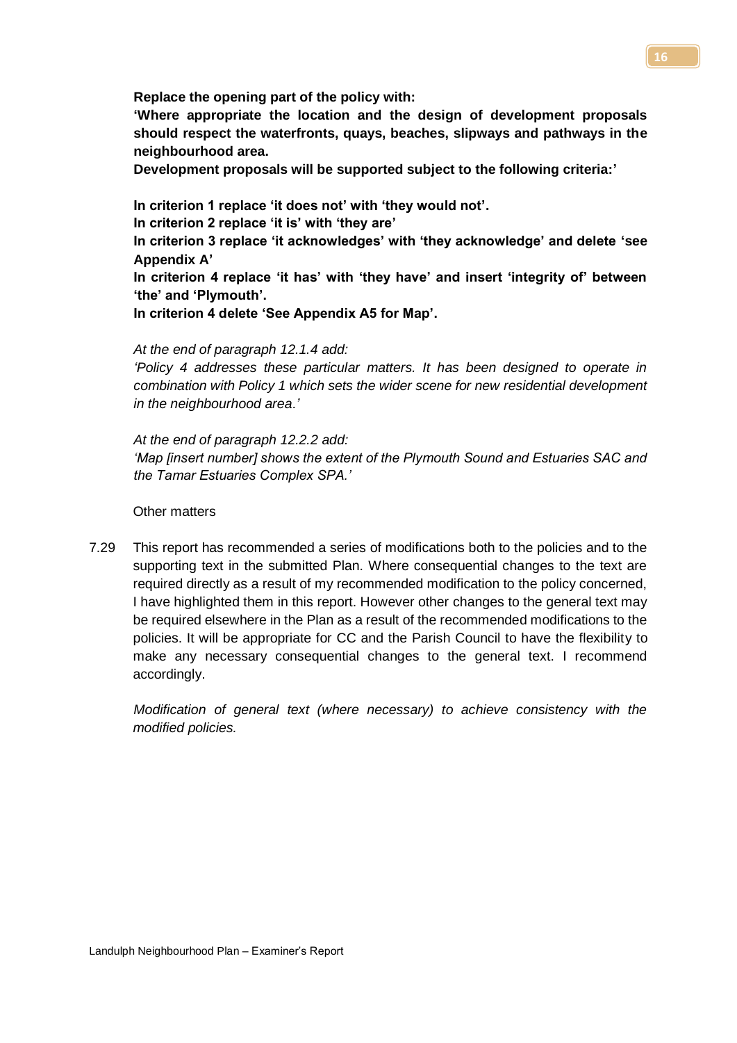**Replace the opening part of the policy with:**

**'Where appropriate the location and the design of development proposals should respect the waterfronts, quays, beaches, slipways and pathways in the neighbourhood area.**

**Development proposals will be supported subject to the following criteria:'**

**In criterion 1 replace 'it does not' with 'they would not'.**

**In criterion 2 replace 'it is' with 'they are'**

**In criterion 3 replace 'it acknowledges' with 'they acknowledge' and delete 'see Appendix A'**

**In criterion 4 replace 'it has' with 'they have' and insert 'integrity of' between 'the' and 'Plymouth'.**

**In criterion 4 delete 'See Appendix A5 for Map'.**

*At the end of paragraph 12.1.4 add:*

*'Policy 4 addresses these particular matters. It has been designed to operate in combination with Policy 1 which sets the wider scene for new residential development in the neighbourhood area.'*

*At the end of paragraph 12.2.2 add:*

*'Map [insert number] shows the extent of the Plymouth Sound and Estuaries SAC and the Tamar Estuaries Complex SPA.'*

Other matters

7.29 This report has recommended a series of modifications both to the policies and to the supporting text in the submitted Plan. Where consequential changes to the text are required directly as a result of my recommended modification to the policy concerned, I have highlighted them in this report. However other changes to the general text may be required elsewhere in the Plan as a result of the recommended modifications to the policies. It will be appropriate for CC and the Parish Council to have the flexibility to make any necessary consequential changes to the general text. I recommend accordingly.

*Modification of general text (where necessary) to achieve consistency with the modified policies.*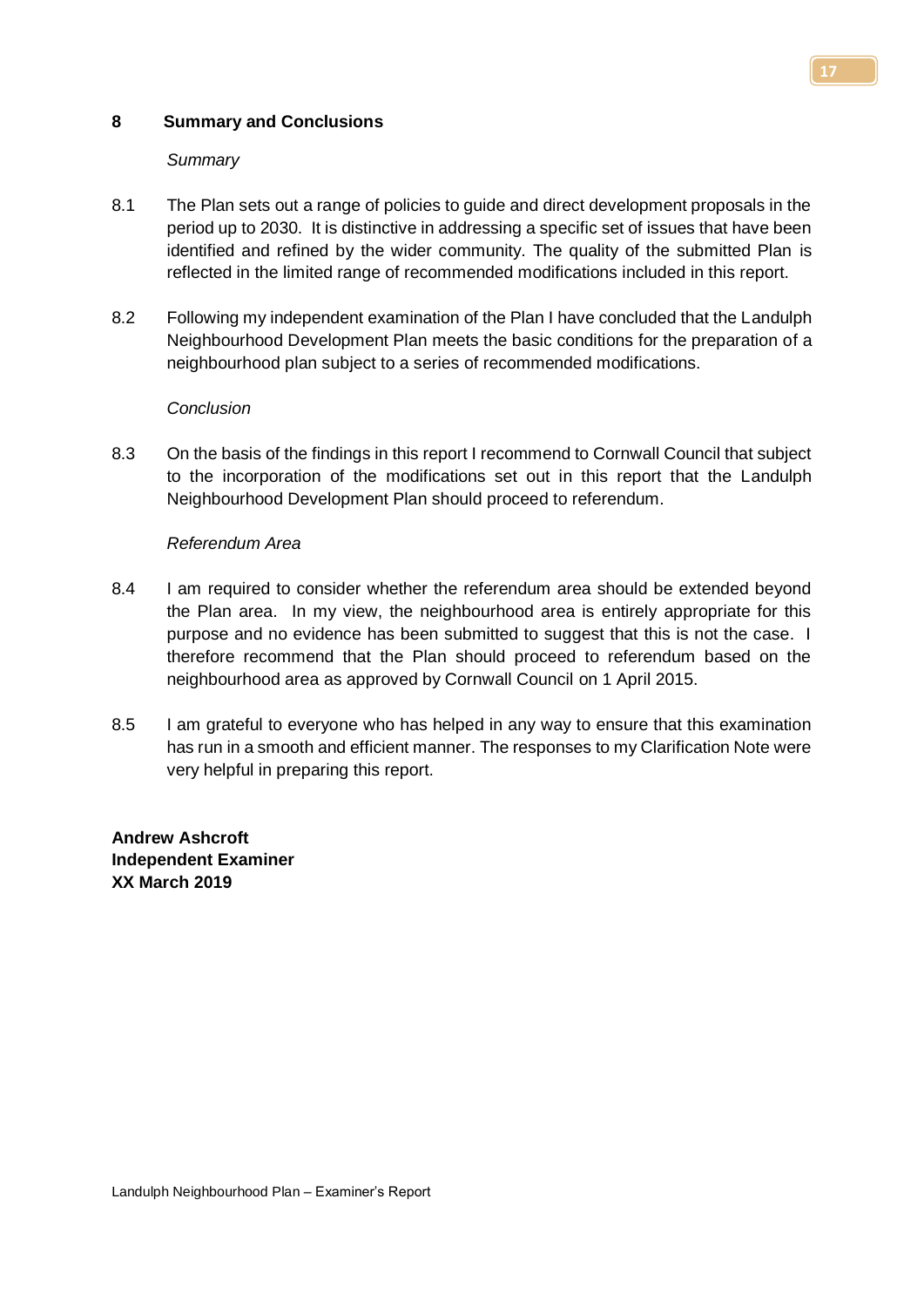## 8 Summary and Conclusions

*Summary*

8.1 The Plan sets out a range of policies to guide and direct development proposals in the period up to 2030. It is distinctive in addressing a specific set of issues that have been identified and refined by the wider community. The quality of the submitted Plan is reflected in the limited range of recommended modifications included in this report.

8.2 Following my independent examination of the Plan I have concluded that the Landulph Neighbourhood Development Plan meets the basic conditions for the preparation of a neighbourhood plan subject to a series of recommended modifications.

*Conclusion*

8.3 On the basis of the findings in this report I recommend to Cornwall Council that subject to the incorporation of the modifications set out in this report that the Landulph Neighbourhood Development Plan should proceed to referendum.

*Referendum Area*

8.4 I am required to consider whether the referendum area should be extended beyond the Plan area. In my view, the neighbourhood area is entirely appropriate for this purpose and no evidence has been submitted to suggest that this is not the case. I therefore recommend that the Plan should proceed to referendum based on the neighbourhood area as approved by Cornwall Council on 1 April 2015.

8.5 I am grateful to everyone who has helped in any way to ensure that this examination has run in a smooth and efficient manner. The responses to my Clarification Note were very helpful in preparing this report.

**Andrew Ashcroft**
**Independent Examiner**
**XX March 2019**